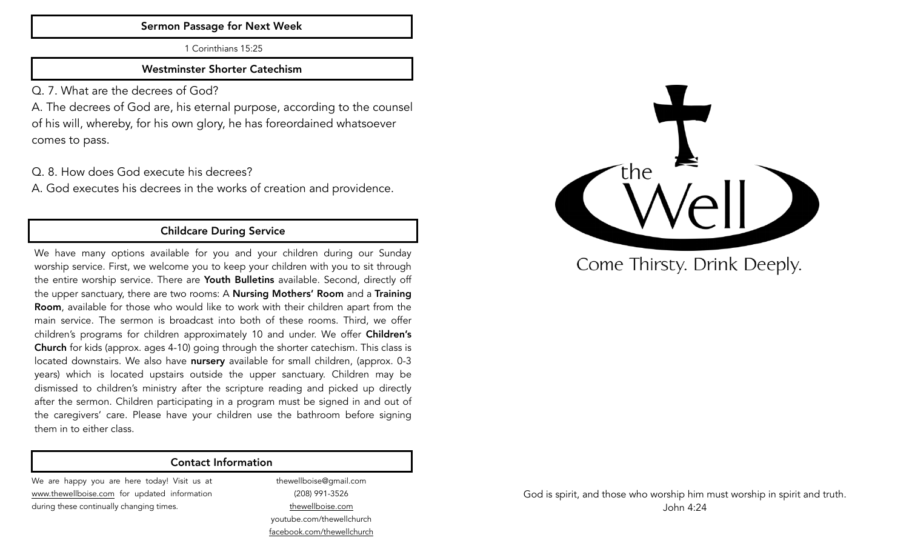## Sermon Passage for Next Week

1 Corinthians 15:25

## Westminster Shorter Catechism

Q. 7. What are the decrees of God?

A. The decrees of God are, his eternal purpose, according to the counsel of his will, whereby, for his own glory, he has foreordained whatsoever comes to pass.

Q. 8. How does God execute his decrees?

A. God executes his decrees in the works of creation and providence.

## Childcare During Service

We have many options available for you and your children during our Sunday worship service. First, we welcome you to keep your children with you to sit through the entire worship service. There are **Youth Bulletins** available. Second, directly off the upper sanctuary, there are two rooms: A **Nursing Mothers' Room** and a **Training Room**, available for those who would like to work with their children apart from the main service. The sermon is broadcast into both of these rooms. Third, we offer children's programs for children approximately 10 and under. We offer **Children's Church** for kids (approx. ages 4-10) going through the shorter catechism. This class is located downstairs. We also have **nursery** available for small children, (approx. 0-3 years) which is located upstairs outside the upper sanctuary. Children may be dismissed to children's ministry after the scripture reading and picked up directly after the sermon. Children participating in a program must be signed in and out of the caregivers' care. Please have your children use the bathroom before signing them in to either class.

## Contact Information

We are happy you are here today! Visit us at www.thewellboise.com for updated information during these continually changing times.

thewellboise@gmail.com
(208) 991-3526
thewellboise.com
youtube.com/thewellchurch
facebook.com/thewellchurch

# the Well

Come Thirsty. Drink Deeply.

God is spirit, and those who worship him must worship in spirit and truth.
John 4:24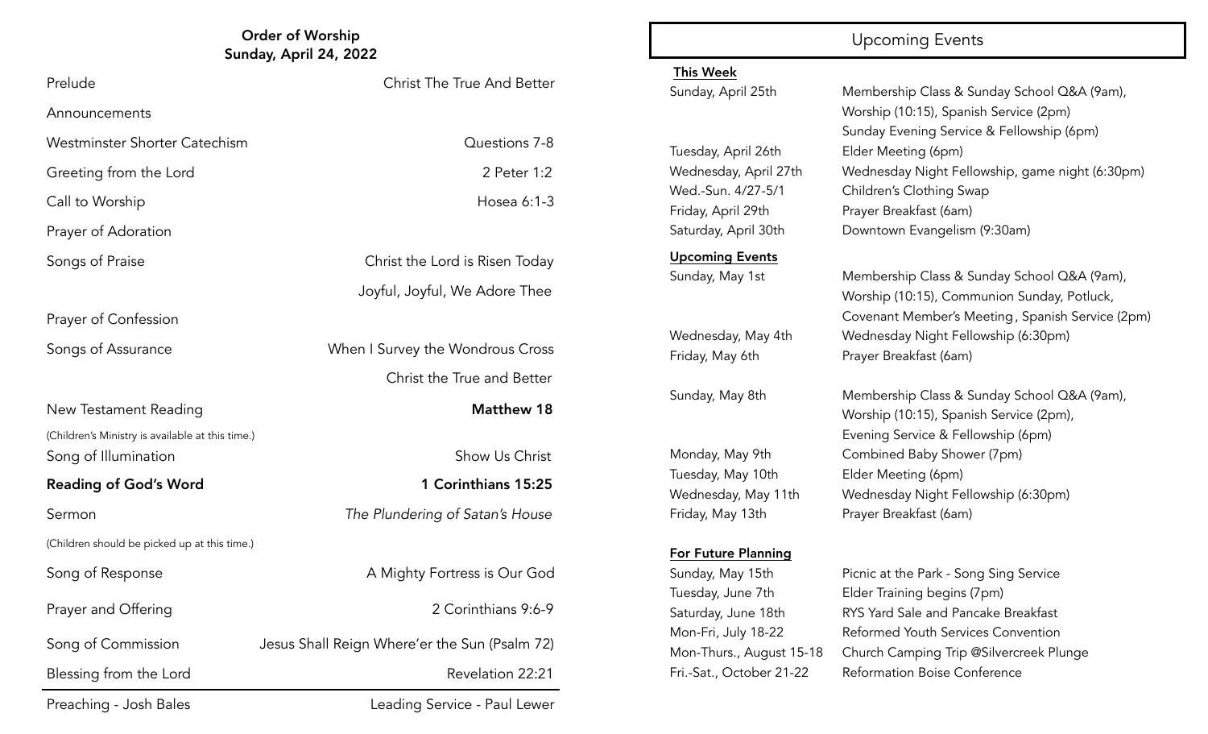## Order of Worship
### Sunday, April 24, 2022

| | |
|---|---|
| Prelude | Christ The True And Better |
| Announcements | |
| Westminster Shorter Catechism | Questions 7-8 |
| Greeting from the Lord | 2 Peter 1:2 |
| Call to Worship | Hosea 6:1-3 |
| Prayer of Adoration | |
| Songs of Praise | Christ the Lord is Risen Today |
| | Joyful, Joyful, We Adore Thee |
| Prayer of Confession | |
| Songs of Assurance | When I Survey the Wondrous Cross |
| | Christ the True and Better |
| New Testament Reading | **Matthew 18** |
| (Children's Ministry is available at this time.) | |
| Song of Illumination | Show Us Christ |
| **Reading of God's Word** | **1 Corinthians 15:25** |
| Sermon | *The Plundering of Satan's House* |
| (Children should be picked up at this time.) | |
| Song of Response | A Mighty Fortress is Our God |
| Prayer and Offering | 2 Corinthians 9:6-9 |
| Song of Commission | Jesus Shall Reign Where'er the Sun (Psalm 72) |
| Blessing from the Lord | Revelation 22:21 |

Preaching - Josh Bales | Leading Service - Paul Lewer

## Upcoming Events

### This Week

| | |
|---|---|
| Sunday, April 25th | Membership Class & Sunday School Q&A (9am), Worship (10:15), Spanish Service (2pm) Sunday Evening Service & Fellowship (6pm) |
| Tuesday, April 26th | Elder Meeting (6pm) |
| Wednesday, April 27th | Wednesday Night Fellowship, game night (6:30pm) |
| Wed.-Sun. 4/27-5/1 | Children's Clothing Swap |
| Friday, April 29th | Prayer Breakfast (6am) |
| Saturday, April 30th | Downtown Evangelism (9:30am) |

### Upcoming Events

| | |
|---|---|
| Sunday, May 1st | Membership Class & Sunday School Q&A (9am), Worship (10:15), Communion Sunday, Potluck, Covenant Member's Meeting, Spanish Service (2pm) |
| Wednesday, May 4th | Wednesday Night Fellowship (6:30pm) |
| Friday, May 6th | Prayer Breakfast (6am) |
| Sunday, May 8th | Membership Class & Sunday School Q&A (9am), Worship (10:15), Spanish Service (2pm), Evening Service & Fellowship (6pm) |
| Monday, May 9th | Combined Baby Shower (7pm) |
| Tuesday, May 10th | Elder Meeting (6pm) |
| Wednesday, May 11th | Wednesday Night Fellowship (6:30pm) |
| Friday, May 13th | Prayer Breakfast (6am) |

### For Future Planning

| | |
|---|---|
| Sunday, May 15th | Picnic at the Park - Song Sing Service |
| Tuesday, June 7th | Elder Training begins (7pm) |
| Saturday, June 18th | RYS Yard Sale and Pancake Breakfast |
| Mon-Fri, July 18-22 | Reformed Youth Services Convention |
| Mon-Thurs., August 15-18 | Church Camping Trip @Silvercreek Plunge |
| Fri.-Sat., October 21-22 | Reformation Boise Conference |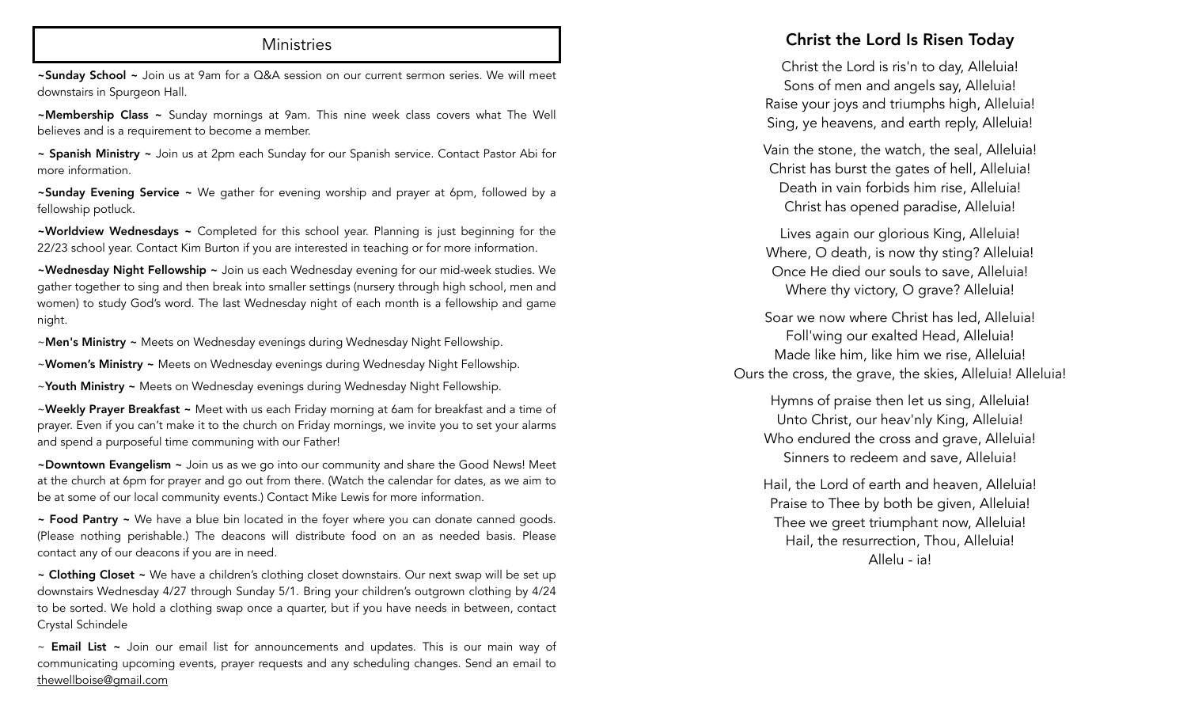## Ministries

**~Sunday School ~** Join us at 9am for a Q&A session on our current sermon series. We will meet downstairs in Spurgeon Hall.

**~Membership Class ~** Sunday mornings at 9am. This nine week class covers what The Well believes and is a requirement to become a member.

**~ Spanish Ministry ~** Join us at 2pm each Sunday for our Spanish service. Contact Pastor Abi for more information.

**~Sunday Evening Service ~** We gather for evening worship and prayer at 6pm, followed by a fellowship potluck.

**~Worldview Wednesdays ~** Completed for this school year. Planning is just beginning for the 22/23 school year. Contact Kim Burton if you are interested in teaching or for more information.

**~Wednesday Night Fellowship ~** Join us each Wednesday evening for our mid-week studies. We gather together to sing and then break into smaller settings (nursery through high school, men and women) to study God's word. The last Wednesday night of each month is a fellowship and game night.

~**Men's Ministry ~** Meets on Wednesday evenings during Wednesday Night Fellowship.

~**Women's Ministry ~** Meets on Wednesday evenings during Wednesday Night Fellowship.

~**Youth Ministry ~** Meets on Wednesday evenings during Wednesday Night Fellowship.

~**Weekly Prayer Breakfast ~** Meet with us each Friday morning at 6am for breakfast and a time of prayer. Even if you can't make it to the church on Friday mornings, we invite you to set your alarms and spend a purposeful time communing with our Father!

**~Downtown Evangelism ~** Join us as we go into our community and share the Good News! Meet at the church at 6pm for prayer and go out from there. (Watch the calendar for dates, as we aim to be at some of our local community events.) Contact Mike Lewis for more information.

**~ Food Pantry ~** We have a blue bin located in the foyer where you can donate canned goods. (Please nothing perishable.) The deacons will distribute food on an as needed basis. Please contact any of our deacons if you are in need.

**~ Clothing Closet ~** We have a children's clothing closet downstairs. Our next swap will be set up downstairs Wednesday 4/27 through Sunday 5/1. Bring your children's outgrown clothing by 4/24 to be sorted. We hold a clothing swap once a quarter, but if you have needs in between, contact Crystal Schindele

~ **Email List ~** Join our email list for announcements and updates. This is our main way of communicating upcoming events, prayer requests and any scheduling changes. Send an email to thewellboise@gmail.com

## Christ the Lord Is Risen Today

Christ the Lord is ris'n to day, Alleluia!
Sons of men and angels say, Alleluia!
Raise your joys and triumphs high, Alleluia!
Sing, ye heavens, and earth reply, Alleluia!

Vain the stone, the watch, the seal, Alleluia!
Christ has burst the gates of hell, Alleluia!
Death in vain forbids him rise, Alleluia!
Christ has opened paradise, Alleluia!

Lives again our glorious King, Alleluia!
Where, O death, is now thy sting? Alleluia!
Once He died our souls to save, Alleluia!
Where thy victory, O grave? Alleluia!

Soar we now where Christ has led, Alleluia!
Foll'wing our exalted Head, Alleluia!
Made like him, like him we rise, Alleluia!
Ours the cross, the grave, the skies, Alleluia! Alleluia!

Hymns of praise then let us sing, Alleluia!
Unto Christ, our heav'nly King, Alleluia!
Who endured the cross and grave, Alleluia!
Sinners to redeem and save, Alleluia!

Hail, the Lord of earth and heaven, Alleluia!
Praise to Thee by both be given, Alleluia!
Thee we greet triumphant now, Alleluia!
Hail, the resurrection, Thou, Alleluia!
Allelu - ia!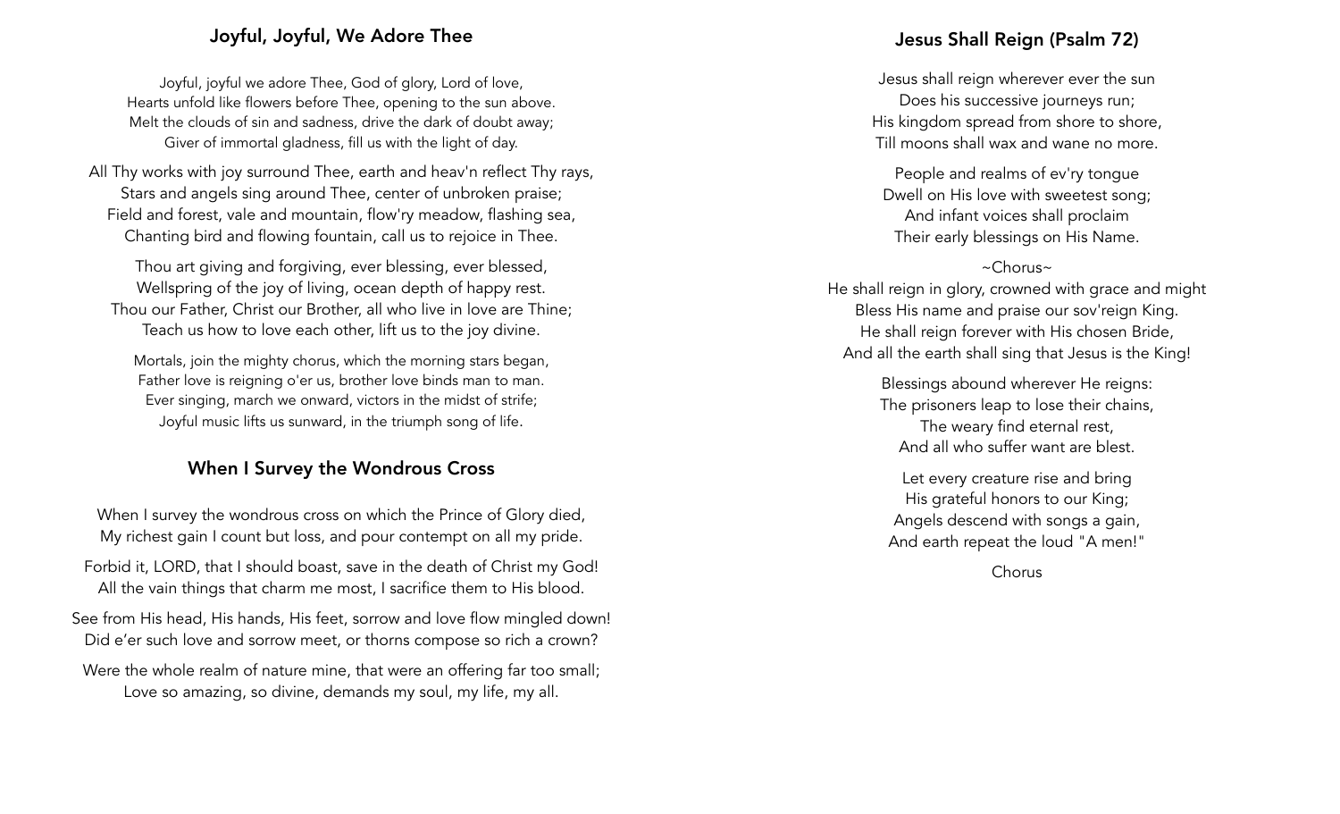## Joyful, Joyful, We Adore Thee

Joyful, joyful we adore Thee, God of glory, Lord of love,
Hearts unfold like flowers before Thee, opening to the sun above.
Melt the clouds of sin and sadness, drive the dark of doubt away;
Giver of immortal gladness, fill us with the light of day.

All Thy works with joy surround Thee, earth and heav'n reflect Thy rays,
Stars and angels sing around Thee, center of unbroken praise;
Field and forest, vale and mountain, flow'ry meadow, flashing sea,
Chanting bird and flowing fountain, call us to rejoice in Thee.

Thou art giving and forgiving, ever blessing, ever blessed,
Wellspring of the joy of living, ocean depth of happy rest.
Thou our Father, Christ our Brother, all who live in love are Thine;
Teach us how to love each other, lift us to the joy divine.

Mortals, join the mighty chorus, which the morning stars began,
Father love is reigning o'er us, brother love binds man to man.
Ever singing, march we onward, victors in the midst of strife;
Joyful music lifts us sunward, in the triumph song of life.

## When I Survey the Wondrous Cross

When I survey the wondrous cross on which the Prince of Glory died,
My richest gain I count but loss, and pour contempt on all my pride.

Forbid it, LORD, that I should boast, save in the death of Christ my God!
All the vain things that charm me most, I sacrifice them to His blood.

See from His head, His hands, His feet, sorrow and love flow mingled down!
Did e'er such love and sorrow meet, or thorns compose so rich a crown?

Were the whole realm of nature mine, that were an offering far too small;
Love so amazing, so divine, demands my soul, my life, my all.

## Jesus Shall Reign (Psalm 72)

Jesus shall reign wherever ever the sun
Does his successive journeys run;
His kingdom spread from shore to shore,
Till moons shall wax and wane no more.

People and realms of ev'ry tongue
Dwell on His love with sweetest song;
And infant voices shall proclaim
Their early blessings on His Name.

~Chorus~
He shall reign in glory, crowned with grace and might
Bless His name and praise our sov'reign King.
He shall reign forever with His chosen Bride,
And all the earth shall sing that Jesus is the King!

Blessings abound wherever He reigns:
The prisoners leap to lose their chains,
The weary find eternal rest,
And all who suffer want are blest.

Let every creature rise and bring
His grateful honors to our King;
Angels descend with songs a gain,
And earth repeat the loud "A men!"

Chorus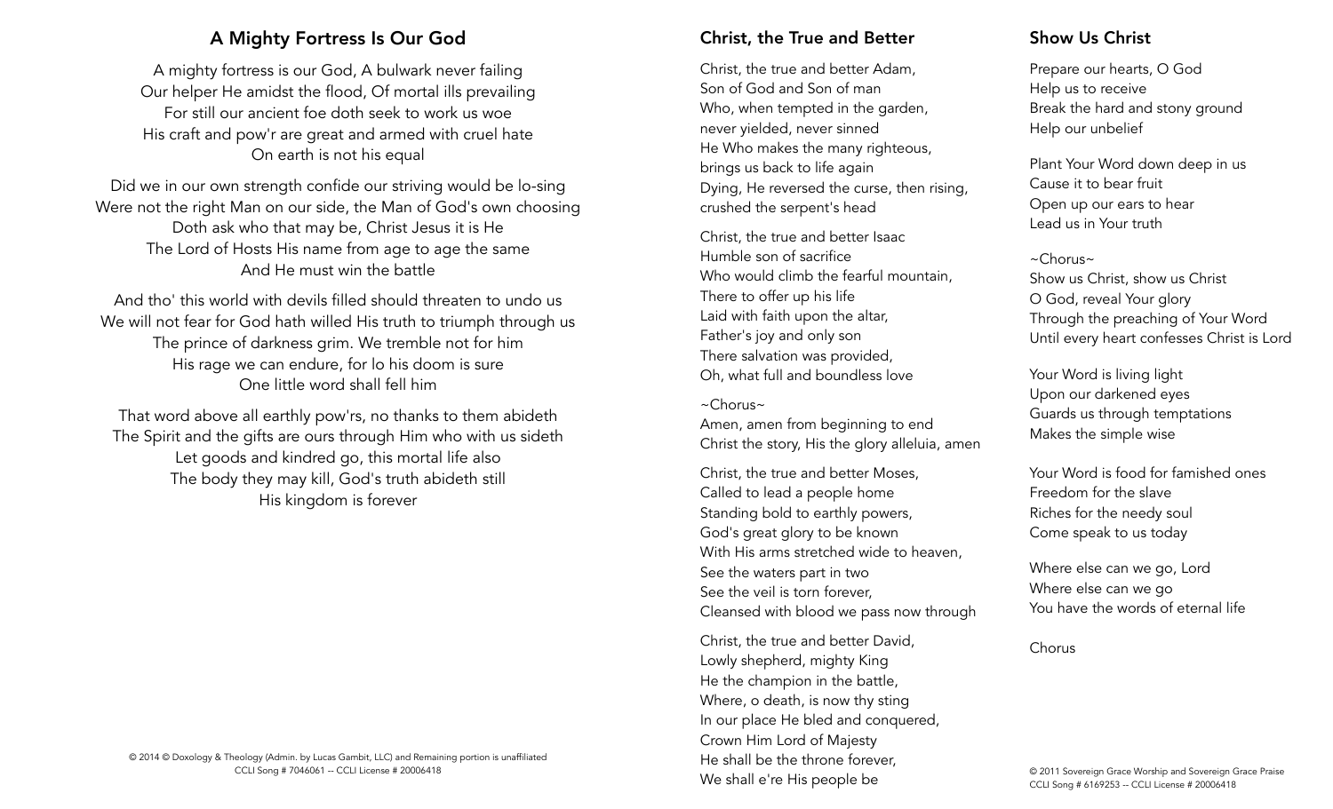## A Mighty Fortress Is Our God

A mighty fortress is our God, A bulwark never failing
Our helper He amidst the flood, Of mortal ills prevailing
For still our ancient foe doth seek to work us woe
His craft and pow'r are great and armed with cruel hate
On earth is not his equal

Did we in our own strength confide our striving would be lo-sing
Were not the right Man on our side, the Man of God's own choosing
Doth ask who that may be, Christ Jesus it is He
The Lord of Hosts His name from age to age the same
And He must win the battle

And tho' this world with devils filled should threaten to undo us
We will not fear for God hath willed His truth to triumph through us
The prince of darkness grim. We tremble not for him
His rage we can endure, for lo his doom is sure
One little word shall fell him

That word above all earthly pow'rs, no thanks to them abideth
The Spirit and the gifts are ours through Him who with us sideth
Let goods and kindred go, this mortal life also
The body they may kill, God's truth abideth still
His kingdom is forever

© 2014 © Doxology & Theology (Admin. by Lucas Gambit, LLC) and Remaining portion is unaffiliated
CCLI Song # 7046061 -- CCLI License # 20006418

## Christ, the True and Better

Christ, the true and better Adam,
Son of God and Son of man
Who, when tempted in the garden,
never yielded, never sinned
He Who makes the many righteous,
brings us back to life again
Dying, He reversed the curse, then rising,
crushed the serpent's head

Christ, the true and better Isaac
Humble son of sacrifice
Who would climb the fearful mountain,
There to offer up his life
Laid with faith upon the altar,
Father's joy and only son
There salvation was provided,
Oh, what full and boundless love

~Chorus~
Amen, amen from beginning to end
Christ the story, His the glory alleluia, amen

Christ, the true and better Moses,
Called to lead a people home
Standing bold to earthly powers,
God's great glory to be known
With His arms stretched wide to heaven,
See the waters part in two
See the veil is torn forever,
Cleansed with blood we pass now through

Christ, the true and better David,
Lowly shepherd, mighty King
He the champion in the battle,
Where, o death, is now thy sting
In our place He bled and conquered,
Crown Him Lord of Majesty
He shall be the throne forever,
We shall e're His people be

## Show Us Christ

Prepare our hearts, O God
Help us to receive
Break the hard and stony ground
Help our unbelief

Plant Your Word down deep in us
Cause it to bear fruit
Open up our ears to hear
Lead us in Your truth

~Chorus~
Show us Christ, show us Christ
O God, reveal Your glory
Through the preaching of Your Word
Until every heart confesses Christ is Lord

Your Word is living light
Upon our darkened eyes
Guards us through temptations
Makes the simple wise

Your Word is food for famished ones
Freedom for the slave
Riches for the needy soul
Come speak to us today

Where else can we go, Lord
Where else can we go
You have the words of eternal life

Chorus

© 2011 Sovereign Grace Worship and Sovereign Grace Praise
CCLI Song # 6169253 -- CCLI License # 20006418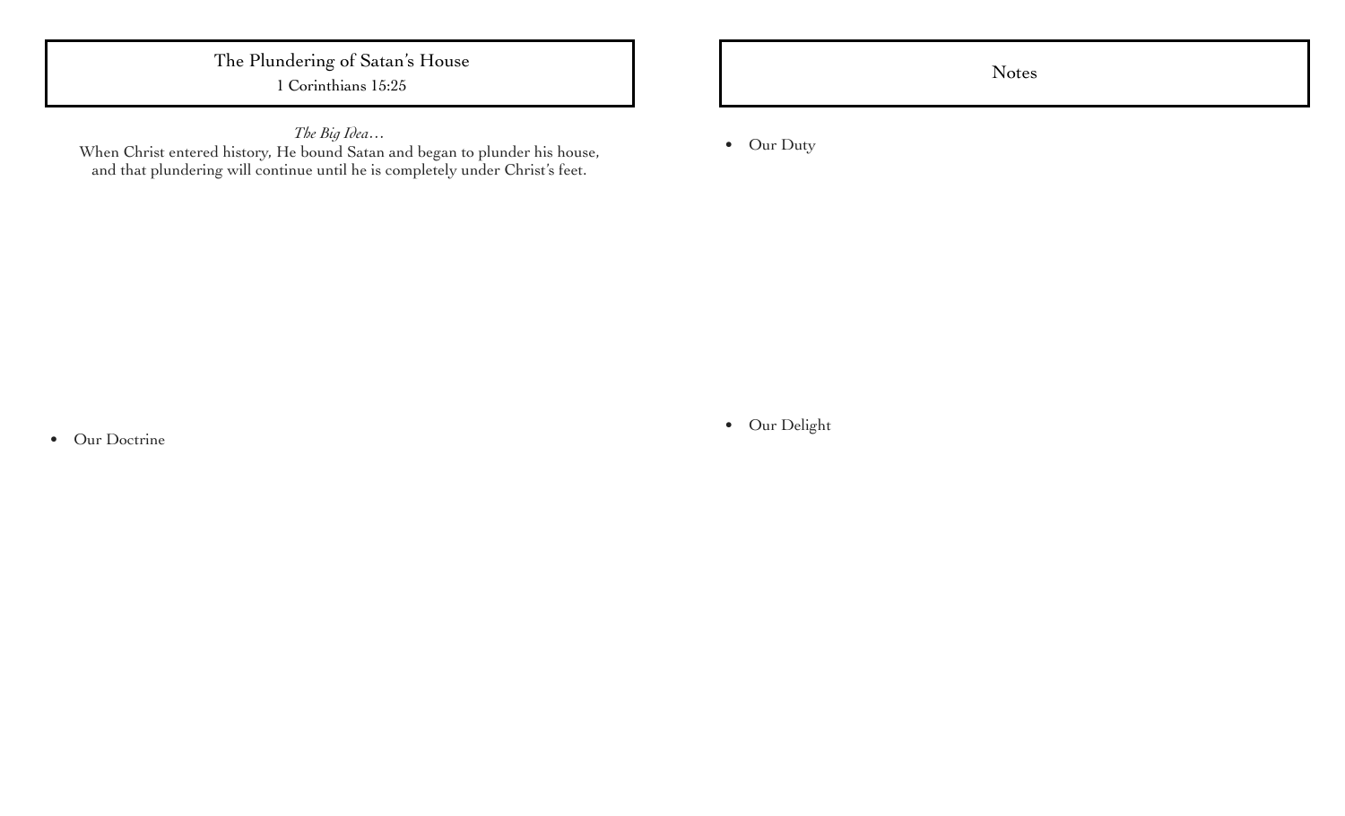# The Plundering of Satan's House

1 Corinthians 15:25

*The Big Idea…*

When Christ entered history, He bound Satan and began to plunder his house, and that plundering will continue until he is completely under Christ's feet.

- Our Doctrine

## Notes

- Our Duty

- Our Delight